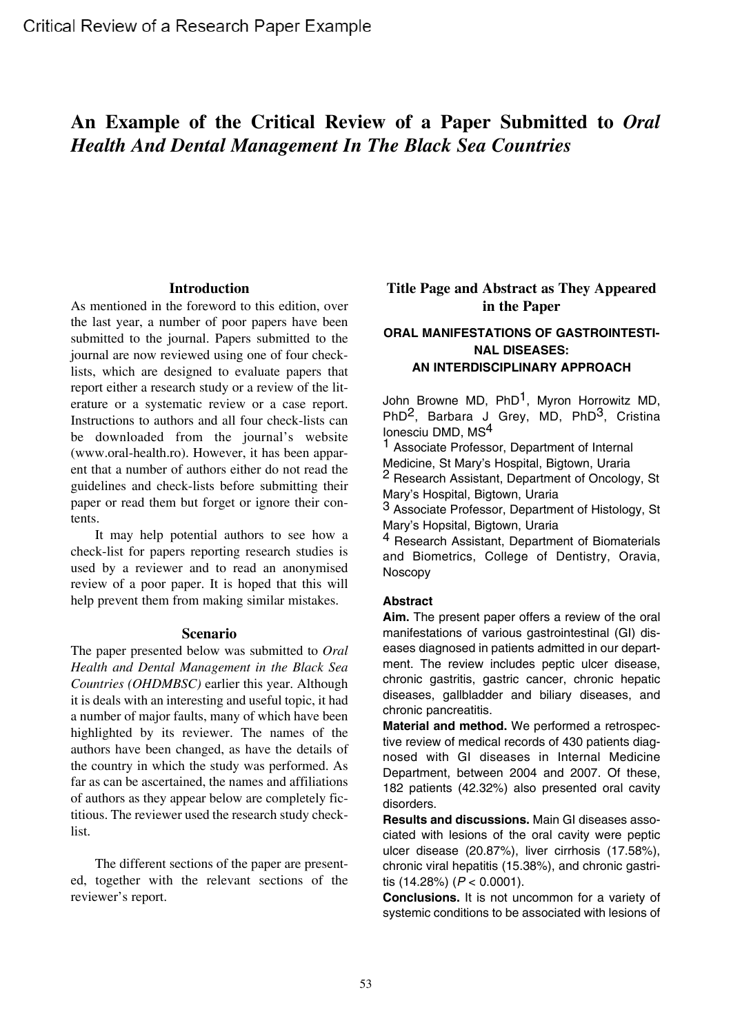# An Example of the Critical Review of a Paper Submitted to *Oral Health And Dental Management In The Black Sea Countries*

## Introduction

As mentioned in the foreword to this edition, over the last year, a number of poor papers have been submitted to the journal. Papers submitted to the journal are now reviewed using one of four check-lists, which are designed to evaluate papers that report either a research study or a review of the literature or a systematic review or a case report. Instructions to authors and all four check-lists can be downloaded from the journal's website (www.oral-health.ro). However, it has been apparent that a number of authors either do not read the guidelines and check-lists before submitting their paper or read them but forget or ignore their contents.

It may help potential authors to see how a check-list for papers reporting research studies is used by a reviewer and to read an anonymised review of a poor paper. It is hoped that this will help prevent them from making similar mistakes.

## Scenario

The paper presented below was submitted to *Oral Health and Dental Management in the Black Sea Countries (OHDMBSC)* earlier this year. Although it is deals with an interesting and useful topic, it had a number of major faults, many of which have been highlighted by its reviewer. The names of the authors have been changed, as have the details of the country in which the study was performed. As far as can be ascertained, the names and affiliations of authors as they appear below are completely fictitious. The reviewer used the research study check-list.

The different sections of the paper are presented, together with the relevant sections of the reviewer's report.

## Title Page and Abstract as They Appeared in the Paper

### ORAL MANIFESTATIONS OF GASTROINTESTINAL DISEASES: AN INTERDISCIPLINARY APPROACH

John Browne MD, PhD[1], Myron Horrowitz MD, PhD[2], Barbara J Grey, MD, PhD[3], Cristina Ionesciu DMD, MS[4]

[1] Associate Professor, Department of Internal Medicine, St Mary's Hospital, Bigtown, Uraria

[2] Research Assistant, Department of Oncology, St Mary's Hospital, Bigtown, Uraria

[3] Associate Professor, Department of Histology, St Mary's Hopsital, Bigtown, Uraria

[4] Research Assistant, Department of Biomaterials and Biometrics, College of Dentistry, Oravia, Noscopy

**Abstract**

**Aim.** The present paper offers a review of the oral manifestations of various gastrointestinal (GI) diseases diagnosed in patients admitted in our department. The review includes peptic ulcer disease, chronic gastritis, gastric cancer, chronic hepatic diseases, gallbladder and biliary diseases, and chronic pancreatitis.

**Material and method.** We performed a retrospective review of medical records of 430 patients diagnosed with GI diseases in Internal Medicine Department, between 2004 and 2007. Of these, 182 patients (42.32%) also presented oral cavity disorders.

**Results and discussions.** Main GI diseases associated with lesions of the oral cavity were peptic ulcer disease (20.87%), liver cirrhosis (17.58%), chronic viral hepatitis (15.38%), and chronic gastritis (14.28%) ($P < 0.0001$).

**Conclusions.** It is not uncommon for a variety of systemic conditions to be associated with lesions of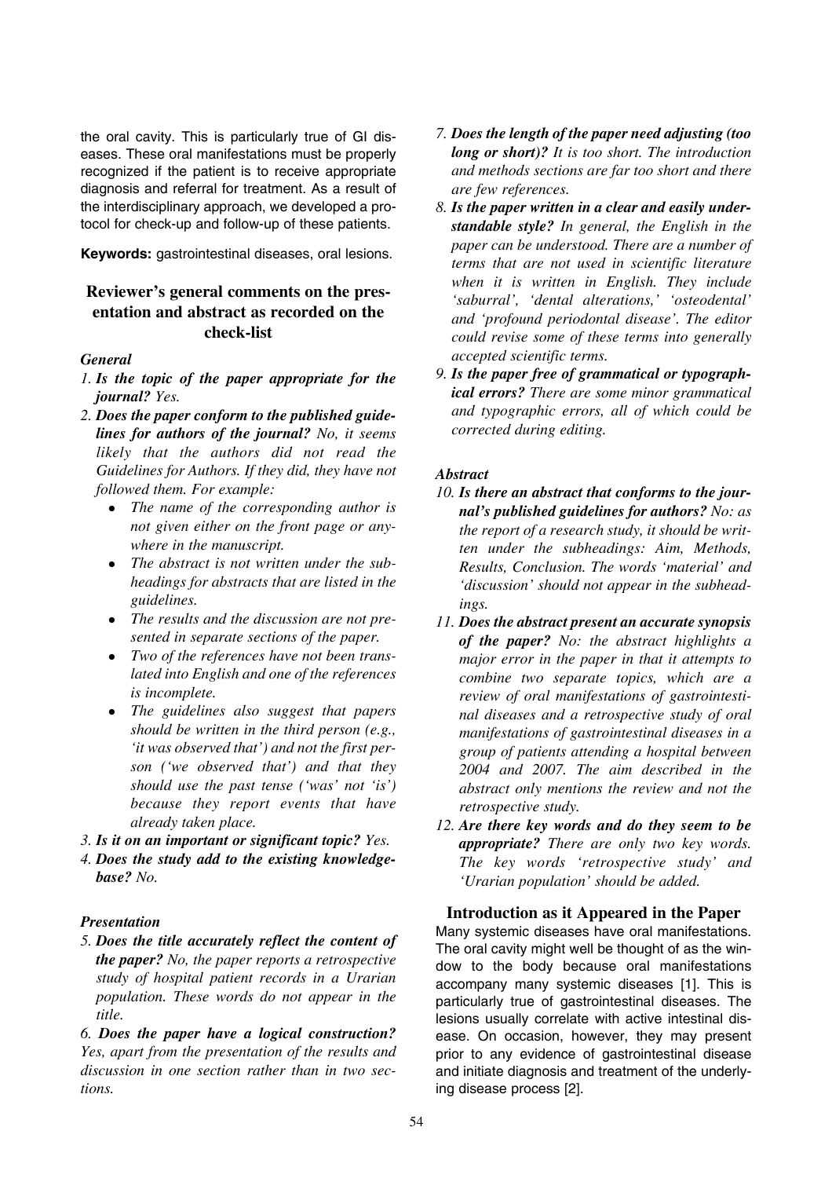the oral cavity. This is particularly true of GI diseases. These oral manifestations must be properly recognized if the patient is to receive appropriate diagnosis and referral for treatment. As a result of the interdisciplinary approach, we developed a protocol for check-up and follow-up of these patients.

**Keywords:** gastrointestinal diseases, oral lesions.

## Reviewer's general comments on the presentation and abstract as recorded on the check-list

### *General*

*1.* ***Is the topic of the paper appropriate for the journal?*** *Yes.*

*2.* ***Does the paper conform to the published guidelines for authors of the journal?*** *No, it seems likely that the authors did not read the Guidelines for Authors. If they did, they have not followed them. For example:*

- *The name of the corresponding author is not given either on the front page or anywhere in the manuscript.*
- *The abstract is not written under the subheadings for abstracts that are listed in the guidelines.*
- *The results and the discussion are not presented in separate sections of the paper.*
- *Two of the references have not been translated into English and one of the references is incomplete.*
- *The guidelines also suggest that papers should be written in the third person (e.g., 'it was observed that') and not the first person ('we observed that') and that they should use the past tense ('was' not 'is') because they report events that have already taken place.*

*3.* ***Is it on an important or significant topic?*** *Yes.*

*4.* ***Does the study add to the existing knowledgebase?*** *No.*

### *Presentation*

*5.* ***Does the title accurately reflect the content of the paper?*** *No, the paper reports a retrospective study of hospital patient records in a Urarian population. These words do not appear in the title.*

*6.* ***Does the paper have a logical construction?*** *Yes, apart from the presentation of the results and discussion in one section rather than in two sections.*

*7.* ***Does the length of the paper need adjusting (too long or short)?*** *It is too short. The introduction and methods sections are far too short and there are few references.*

*8.* ***Is the paper written in a clear and easily understandable style?*** *In general, the English in the paper can be understood. There are a number of terms that are not used in scientific literature when it is written in English. They include 'saburral', 'dental alterations,' 'osteodental' and 'profound periodontal disease'. The editor could revise some of these terms into generally accepted scientific terms.*

*9.* ***Is the paper free of grammatical or typographical errors?*** *There are some minor grammatical and typographic errors, all of which could be corrected during editing.*

### *Abstract*

*10.* ***Is there an abstract that conforms to the journal's published guidelines for authors?*** *No: as the report of a research study, it should be written under the subheadings: Aim, Methods, Results, Conclusion. The words 'material' and 'discussion' should not appear in the subheadings.*

*11.* ***Does the abstract present an accurate synopsis of the paper?*** *No: the abstract highlights a major error in the paper in that it attempts to combine two separate topics, which are a review of oral manifestations of gastrointestinal diseases and a retrospective study of oral manifestations of gastrointestinal diseases in a group of patients attending a hospital between 2004 and 2007. The aim described in the abstract only mentions the review and not the retrospective study.*

*12.* ***Are there key words and do they seem to be appropriate?*** *There are only two key words. The key words 'retrospective study' and 'Urarian population' should be added.*

## Introduction as it Appeared in the Paper

Many systemic diseases have oral manifestations. The oral cavity might well be thought of as the window to the body because oral manifestations accompany many systemic diseases [1]. This is particularly true of gastrointestinal diseases. The lesions usually correlate with active intestinal disease. On occasion, however, they may present prior to any evidence of gastrointestinal disease and initiate diagnosis and treatment of the underlying disease process [2].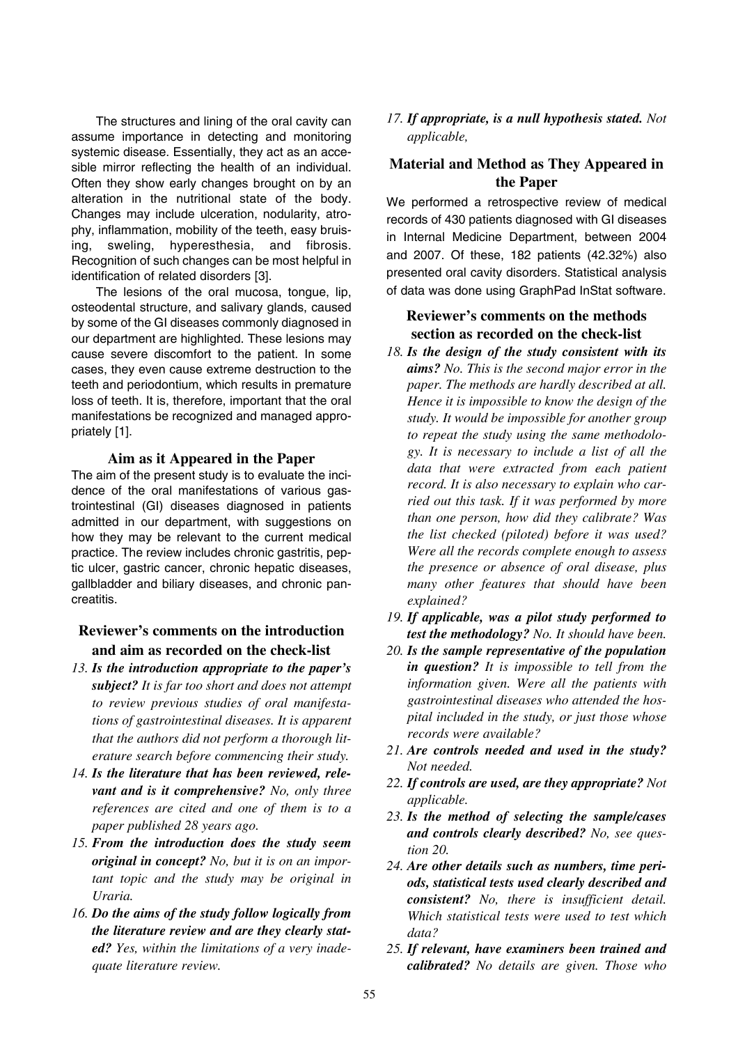The structures and lining of the oral cavity can assume importance in detecting and monitoring systemic disease. Essentially, they act as an accesible mirror reflecting the health of an individual. Often they show early changes brought on by an alteration in the nutritional state of the body. Changes may include ulceration, nodularity, atrophy, inflammation, mobility of the teeth, easy bruising, sweling, hyperesthesia, and fibrosis. Recognition of such changes can be most helpful in identification of related disorders [3].

The lesions of the oral mucosa, tongue, lip, osteodental structure, and salivary glands, caused by some of the GI diseases commonly diagnosed in our department are highlighted. These lesions may cause severe discomfort to the patient. In some cases, they even cause extreme destruction to the teeth and periodontium, which results in premature loss of teeth. It is, therefore, important that the oral manifestations be recognized and managed appropriately [1].

### Aim as it Appeared in the Paper

The aim of the present study is to evaluate the incidence of the oral manifestations of various gastrointestinal (GI) diseases diagnosed in patients admitted in our department, with suggestions on how they may be relevant to the current medical practice. The review includes chronic gastritis, peptic ulcer, gastric cancer, chronic hepatic diseases, gallbladder and biliary diseases, and chronic pancreatitis.

### Reviewer's comments on the introduction and aim as recorded on the check-list

13. ***Is the introduction appropriate to the paper's subject?*** *It is far too short and does not attempt to review previous studies of oral manifestations of gastrointestinal diseases. It is apparent that the authors did not perform a thorough literature search before commencing their study.*
14. ***Is the literature that has been reviewed, relevant and is it comprehensive?*** *No, only three references are cited and one of them is to a paper published 28 years ago.*
15. ***From the introduction does the study seem original in concept?*** *No, but it is on an important topic and the study may be original in Uraria.*
16. ***Do the aims of the study follow logically from the literature review and are they clearly stated?*** *Yes, within the limitations of a very inadequate literature review.*
17. ***If appropriate, is a null hypothesis stated.*** *Not applicable,*

### Material and Method as They Appeared in the Paper

We performed a retrospective review of medical records of 430 patients diagnosed with GI diseases in Internal Medicine Department, between 2004 and 2007. Of these, 182 patients (42.32%) also presented oral cavity disorders. Statistical analysis of data was done using GraphPad InStat software.

### Reviewer's comments on the methods section as recorded on the check-list

18. ***Is the design of the study consistent with its aims?*** *No. This is the second major error in the paper. The methods are hardly described at all. Hence it is impossible to know the design of the study. It would be impossible for another group to repeat the study using the same methodology. It is necessary to include a list of all the data that were extracted from each patient record. It is also necessary to explain who carried out this task. If it was performed by more than one person, how did they calibrate? Was the list checked (piloted) before it was used? Were all the records complete enough to assess the presence or absence of oral disease, plus many other features that should have been explained?*
19. ***If applicable, was a pilot study performed to test the methodology?*** *No. It should have been.*
20. ***Is the sample representative of the population in question?*** *It is impossible to tell from the information given. Were all the patients with gastrointestinal diseases who attended the hospital included in the study, or just those whose records were available?*
21. ***Are controls needed and used in the study?*** *Not needed.*
22. ***If controls are used, are they appropriate?*** *Not applicable.*
23. ***Is the method of selecting the sample/cases and controls clearly described?*** *No, see question 20.*
24. ***Are other details such as numbers, time periods, statistical tests used clearly described and consistent?*** *No, there is insufficient detail. Which statistical tests were used to test which data?*
25. ***If relevant, have examiners been trained and calibrated?*** *No details are given. Those who*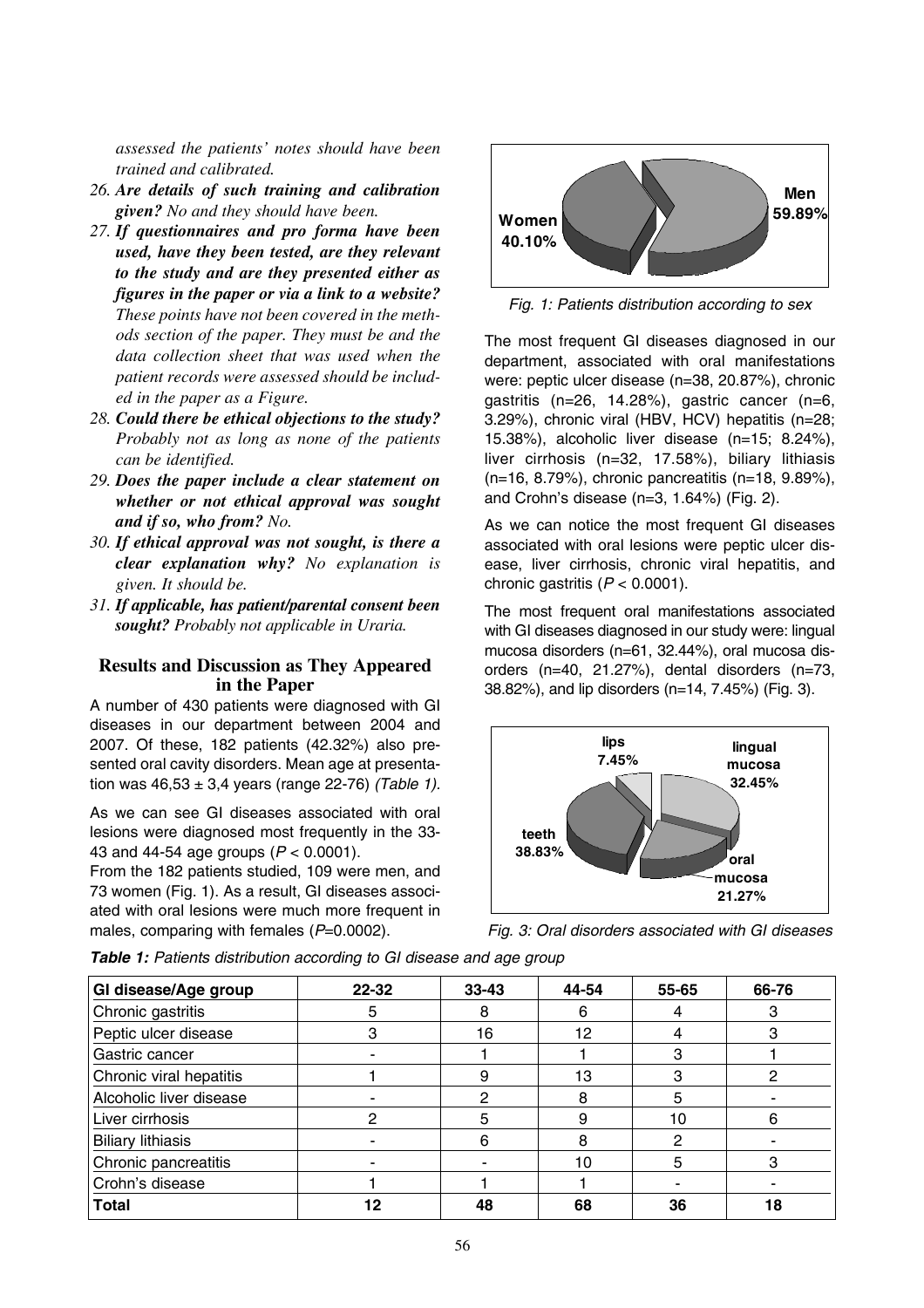*assessed the patients' notes should have been trained and calibrated.*

26. ***Are details of such training and calibration given?*** *No and they should have been.*
27. ***If questionnaires and pro forma have been used, have they been tested, are they relevant to the study and are they presented either as figures in the paper or via a link to a website?*** *These points have not been covered in the methods section of the paper. They must be and the data collection sheet that was used when the patient records were assessed should be included in the paper as a Figure.*
28. ***Could there be ethical objections to the study?*** *Probably not as long as none of the patients can be identified.*
29. ***Does the paper include a clear statement on whether or not ethical approval was sought and if so, who from?*** *No.*
30. ***If ethical approval was not sought, is there a clear explanation why?*** *No explanation is given. It should be.*
31. ***If applicable, has patient/parental consent been sought?*** *Probably not applicable in Uraria.*

## Results and Discussion as They Appeared in the Paper

A number of 430 patients were diagnosed with GI diseases in our department between 2004 and 2007. Of these, 182 patients (42.32%) also presented oral cavity disorders. Mean age at presentation was 46,53 ± 3,4 years (range 22-76) *(Table 1).*

As we can see GI diseases associated with oral lesions were diagnosed most frequently in the 33-43 and 44-54 age groups ($P < 0.0001$).

From the 182 patients studied, 109 were men, and 73 women (Fig. 1). As a result, GI diseases associated with oral lesions were much more frequent in males, comparing with females ($P$=0.0002).

Women 40.10%
Men 59.89%

*Fig. 1: Patients distribution according to sex*

The most frequent GI diseases diagnosed in our department, associated with oral manifestations were: peptic ulcer disease (n=38, 20.87%), chronic gastritis (n=26, 14.28%), gastric cancer (n=6, 3.29%), chronic viral (HBV, HCV) hepatitis (n=28; 15.38%), alcoholic liver disease (n=15; 8.24%), liver cirrhosis (n=32, 17.58%), biliary lithiasis (n=16, 8.79%), chronic pancreatitis (n=18, 9.89%), and Crohn's disease (n=3, 1.64%) (Fig. 2).

As we can notice the most frequent GI diseases associated with oral lesions were peptic ulcer disease, liver cirrhosis, chronic viral hepatitis, and chronic gastritis ($P < 0.0001$).

The most frequent oral manifestations associated with GI diseases diagnosed in our study were: lingual mucosa disorders (n=61, 32.44%), oral mucosa disorders (n=40, 21.27%), dental disorders (n=73, 38.82%), and lip disorders (n=14, 7.45%) (Fig. 3).

lips 7.45%
lingual mucosa 32.45%
teeth 38.83%
oral mucosa 21.27%

*Fig. 3: Oral disorders associated with GI diseases*

***Table 1:*** *Patients distribution according to GI disease and age group*

| GI disease/Age group | 22-32 | 33-43 | 44-54 | 55-65 | 66-76 |
|---|---|---|---|---|---|
| Chronic gastritis | 5 | 8 | 6 | 4 | 3 |
| Peptic ulcer disease | 3 | 16 | 12 | 4 | 3 |
| Gastric cancer | - | 1 | 1 | 3 | 1 |
| Chronic viral hepatitis | 1 | 9 | 13 | 3 | 2 |
| Alcoholic liver disease | - | 2 | 8 | 5 | - |
| Liver cirrhosis | 2 | 5 | 9 | 10 | 6 |
| Biliary lithiasis | - | 6 | 8 | 2 | - |
| Chronic pancreatitis | - | - | 10 | 5 | 3 |
| Crohn's disease | 1 | 1 | 1 | - | - |
| **Total** | **12** | **48** | **68** | **36** | **18** |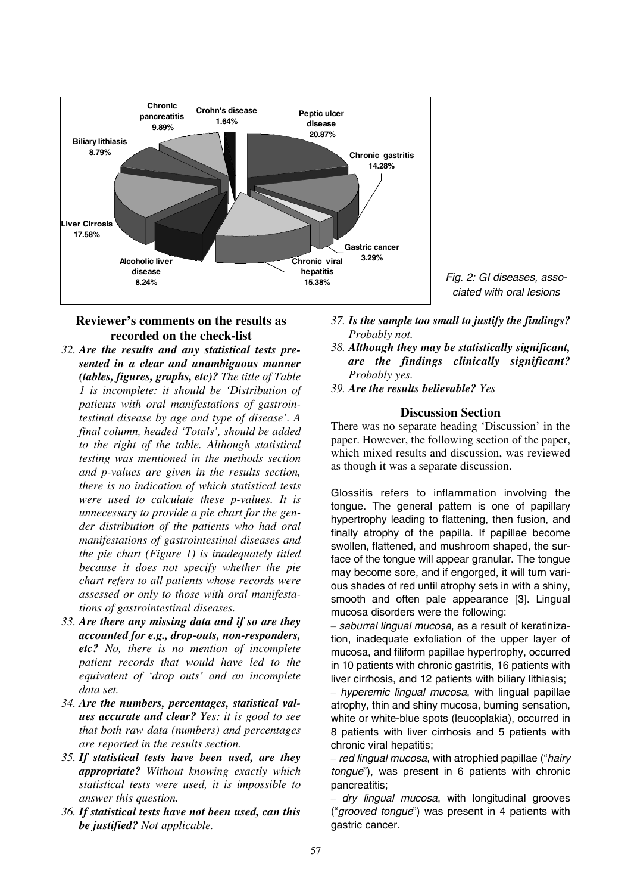Fig. 2: GI diseases, associated with oral lesions

## Reviewer's comments on the results as recorded on the check-list

32. ***Are the results and any statistical tests presented in a clear and unambiguous manner (tables, figures, graphs, etc)?*** *The title of Table 1 is incomplete: it should be 'Distribution of patients with oral manifestations of gastrointestinal disease by age and type of disease'. A final column, headed 'Totals', should be added to the right of the table. Although statistical testing was mentioned in the methods section and p-values are given in the results section, there is no indication of which statistical tests were used to calculate these p-values. It is unnecessary to provide a pie chart for the gender distribution of the patients who had oral manifestations of gastrointestinal diseases and the pie chart (Figure 1) is inadequately titled because it does not specify whether the pie chart refers to all patients whose records were assessed or only to those with oral manifestations of gastrointestinal diseases.*
33. ***Are there any missing data and if so are they accounted for e.g., drop-outs, non-responders, etc?*** *No, there is no mention of incomplete patient records that would have led to the equivalent of 'drop outs' and an incomplete data set.*
34. ***Are the numbers, percentages, statistical values accurate and clear?*** *Yes: it is good to see that both raw data (numbers) and percentages are reported in the results section.*
35. ***If statistical tests have been used, are they appropriate?*** *Without knowing exactly which statistical tests were used, it is impossible to answer this question.*
36. ***If statistical tests have not been used, can this be justified?*** *Not applicable.*
37. ***Is the sample too small to justify the findings?*** *Probably not.*
38. ***Although they may be statistically significant, are the findings clinically significant?*** *Probably yes.*
39. ***Are the results believable?*** *Yes*

## Discussion Section

There was no separate heading 'Discussion' in the paper. However, the following section of the paper, which mixed results and discussion, was reviewed as though it was a separate discussion.

Glossitis refers to inflammation involving the tongue. The general pattern is one of papillary hypertrophy leading to flattening, then fusion, and finally atrophy of the papilla. If papillae become swollen, flattened, and mushroom shaped, the surface of the tongue will appear granular. The tongue may become sore, and if engorged, it will turn various shades of red until atrophy sets in with a shiny, smooth and often pale appearance [3]. Lingual mucosa disorders were the following:

– *saburral lingual mucosa*, as a result of keratinization, inadequate exfoliation of the upper layer of mucosa, and filiform papillae hypertrophy, occurred in 10 patients with chronic gastritis, 16 patients with liver cirrhosis, and 12 patients with biliary lithiasis;

– *hyperemic lingual mucosa*, with lingual papillae atrophy, thin and shiny mucosa, burning sensation, white or white-blue spots (leucoplakia), occurred in 8 patients with liver cirrhosis and 5 patients with chronic viral hepatitis;

– *red lingual mucosa*, with atrophied papillae ("*hairy tongue*"), was present in 6 patients with chronic pancreatitis;

– *dry lingual mucosa*, with longitudinal grooves ("*grooved tongue*") was present in 4 patients with gastric cancer.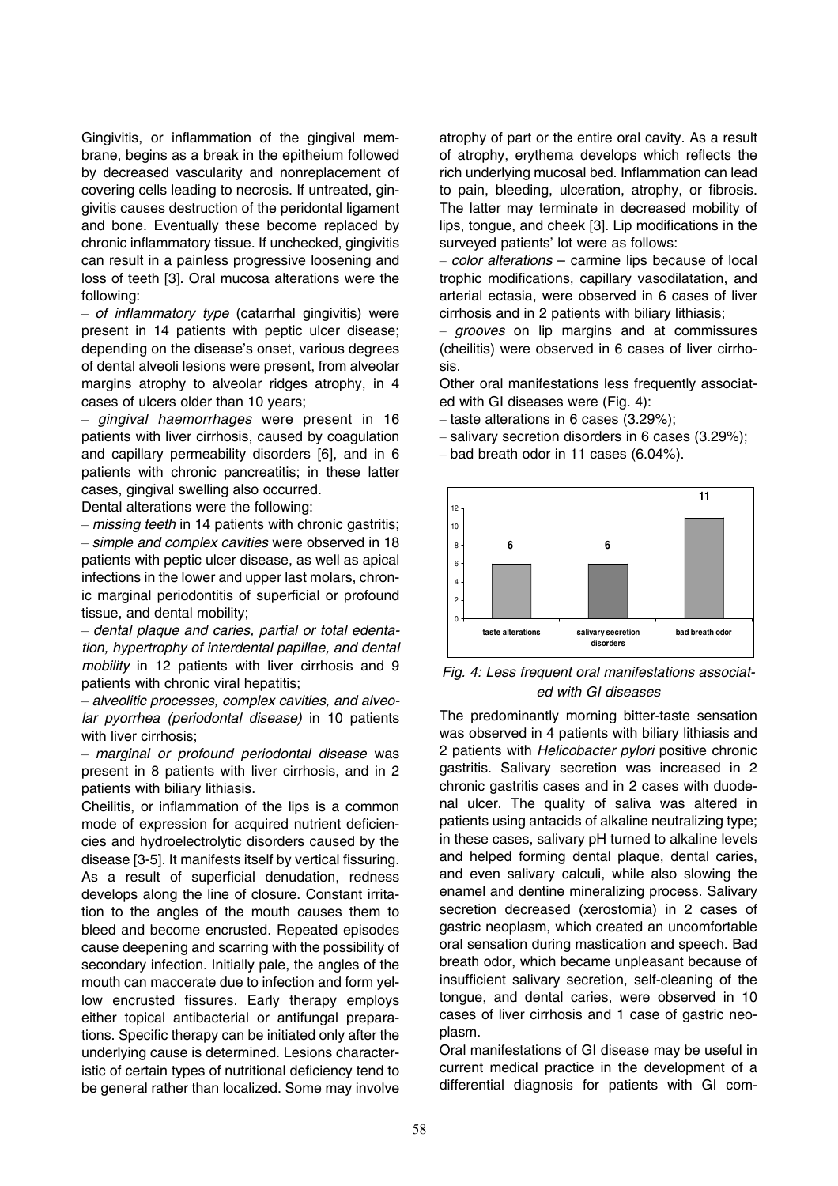Gingivitis, or inflammation of the gingival membrane, begins as a break in the epitheium followed by decreased vascularity and nonreplacement of covering cells leading to necrosis. If untreated, gingivitis causes destruction of the peridontal ligament and bone. Eventually these become replaced by chronic inflammatory tissue. If unchecked, gingivitis can result in a painless progressive loosening and loss of teeth [3]. Oral mucosa alterations were the following:

– *of inflammatory type* (catarrhal gingivitis) were present in 14 patients with peptic ulcer disease; depending on the disease's onset, various degrees of dental alveoli lesions were present, from alveolar margins atrophy to alveolar ridges atrophy, in 4 cases of ulcers older than 10 years;

– *gingival haemorrhages* were present in 16 patients with liver cirrhosis, caused by coagulation and capillary permeability disorders [6], and in 6 patients with chronic pancreatitis; in these latter cases, gingival swelling also occurred.

Dental alterations were the following:

– *missing teeth* in 14 patients with chronic gastritis;

– *simple and complex cavities* were observed in 18 patients with peptic ulcer disease, as well as apical infections in the lower and upper last molars, chronic marginal periodontitis of superficial or profound tissue, and dental mobility;

– *dental plaque and caries, partial or total edentation, hypertrophy of interdental papillae, and dental mobility* in 12 patients with liver cirrhosis and 9 patients with chronic viral hepatitis;

– *alveolitic processes, complex cavities, and alveolar pyorrhea (periodontal disease)* in 10 patients with liver cirrhosis;

– *marginal or profound periodontal disease* was present in 8 patients with liver cirrhosis, and in 2 patients with biliary lithiasis.

Cheilitis, or inflammation of the lips is a common mode of expression for acquired nutrient deficiencies and hydroelectrolytic disorders caused by the disease [3-5]. It manifests itself by vertical fissuring. As a result of superficial denudation, redness develops along the line of closure. Constant irritation to the angles of the mouth causes them to bleed and become encrusted. Repeated episodes cause deepening and scarring with the possibility of secondary infection. Initially pale, the angles of the mouth can maccerate due to infection and form yellow encrusted fissures. Early therapy employs either topical antibacterial or antifungal preparations. Specific therapy can be initiated only after the underlying cause is determined. Lesions characteristic of certain types of nutritional deficiency tend to be general rather than localized. Some may involve atrophy of part or the entire oral cavity. As a result of atrophy, erythema develops which reflects the rich underlying mucosal bed. Inflammation can lead to pain, bleeding, ulceration, atrophy, or fibrosis. The latter may terminate in decreased mobility of lips, tongue, and cheek [3]. Lip modifications in the surveyed patients' lot were as follows:

– *color alterations* – carmine lips because of local trophic modifications, capillary vasodilatation, and arterial ectasia, were observed in 6 cases of liver cirrhosis and in 2 patients with biliary lithiasis;

– *grooves* on lip margins and at commissures (cheilitis) were observed in 6 cases of liver cirrhosis.

Other oral manifestations less frequently associated with GI diseases were (Fig. 4):

– taste alterations in 6 cases (3.29%);

– salivary secretion disorders in 6 cases (3.29%);

– bad breath odor in 11 cases (6.04%).

| | taste alterations | salivary secretion disorders | bad breath odor |
|---|---|---|---|
| Cases | 6 | 6 | 11 |

*Fig. 4: Less frequent oral manifestations associated with GI diseases*

The predominantly morning bitter-taste sensation was observed in 4 patients with biliary lithiasis and 2 patients with *Helicobacter pylori* positive chronic gastritis. Salivary secretion was increased in 2 chronic gastritis cases and in 2 cases with duodenal ulcer. The quality of saliva was altered in patients using antacids of alkaline neutralizing type; in these cases, salivary pH turned to alkaline levels and helped forming dental plaque, dental caries, and even salivary calculi, while also slowing the enamel and dentine mineralizing process. Salivary secretion decreased (xerostomia) in 2 cases of gastric neoplasm, which created an uncomfortable oral sensation during mastication and speech. Bad breath odor, which became unpleasant because of insufficient salivary secretion, self-cleaning of the tongue, and dental caries, were observed in 10 cases of liver cirrhosis and 1 case of gastric neoplasm.

Oral manifestations of GI disease may be useful in current medical practice in the development of a differential diagnosis for patients with GI com-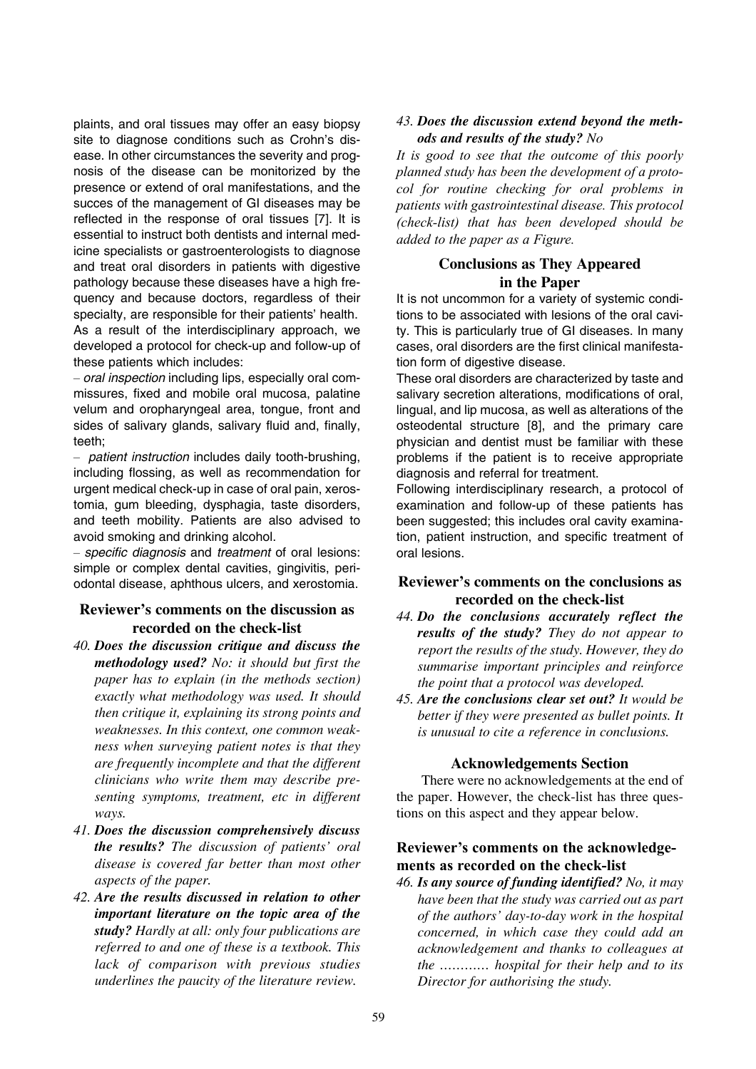plaints, and oral tissues may offer an easy biopsy site to diagnose conditions such as Crohn's disease. In other circumstances the severity and prognosis of the disease can be monitorized by the presence or extend of oral manifestations, and the succes of the management of GI diseases may be reflected in the response of oral tissues [7]. It is essential to instruct both dentists and internal medicine specialists or gastroenterologists to diagnose and treat oral disorders in patients with digestive pathology because these diseases have a high frequency and because doctors, regardless of their specialty, are responsible for their patients' health.

As a result of the interdisciplinary approach, we developed a protocol for check-up and follow-up of these patients which includes:

– *oral inspection* including lips, especially oral commissures, fixed and mobile oral mucosa, palatine velum and oropharyngeal area, tongue, front and sides of salivary glands, salivary fluid and, finally, teeth;

– *patient instruction* includes daily tooth-brushing, including flossing, as well as recommendation for urgent medical check-up in case of oral pain, xerostomia, gum bleeding, dysphagia, taste disorders, and teeth mobility. Patients are also advised to avoid smoking and drinking alcohol.

– *specific diagnosis* and *treatment* of oral lesions: simple or complex dental cavities, gingivitis, periodontal disease, aphthous ulcers, and xerostomia.

## Reviewer's comments on the discussion as recorded on the check-list

*40. **Does the discussion critique and discuss the methodology used?** No: it should but first the paper has to explain (in the methods section) exactly what methodology was used. It should then critique it, explaining its strong points and weaknesses. In this context, one common weakness when surveying patient notes is that they are frequently incomplete and that the different clinicians who write them may describe presenting symptoms, treatment, etc in different ways.*

*41. **Does the discussion comprehensively discuss the results?** The discussion of patients' oral disease is covered far better than most other aspects of the paper.*

*42. **Are the results discussed in relation to other important literature on the topic area of the study?** Hardly at all: only four publications are referred to and one of these is a textbook. This lack of comparison with previous studies underlines the paucity of the literature review.*

*43. **Does the discussion extend beyond the methods and results of the study?** No*

*It is good to see that the outcome of this poorly planned study has been the development of a protocol for routine checking for oral problems in patients with gastrointestinal disease. This protocol (check-list) that has been developed should be added to the paper as a Figure.*

## Conclusions as They Appeared in the Paper

It is not uncommon for a variety of systemic conditions to be associated with lesions of the oral cavity. This is particularly true of GI diseases. In many cases, oral disorders are the first clinical manifestation form of digestive disease.

These oral disorders are characterized by taste and salivary secretion alterations, modifications of oral, lingual, and lip mucosa, as well as alterations of the osteodental structure [8], and the primary care physician and dentist must be familiar with these problems if the patient is to receive appropriate diagnosis and referral for treatment.

Following interdisciplinary research, a protocol of examination and follow-up of these patients has been suggested; this includes oral cavity examination, patient instruction, and specific treatment of oral lesions.

## Reviewer's comments on the conclusions as recorded on the check-list

*44. **Do the conclusions accurately reflect the results of the study?** They do not appear to report the results of the study. However, they do summarise important principles and reinforce the point that a protocol was developed.*

*45. **Are the conclusions clear set out?** It would be better if they were presented as bullet points. It is unusual to cite a reference in conclusions.*

## Acknowledgements Section

There were no acknowledgements at the end of the paper. However, the check-list has three questions on this aspect and they appear below.

## Reviewer's comments on the acknowledgements as recorded on the check-list

*46. **Is any source of funding identified?** No, it may have been that the study was carried out as part of the authors' day-to-day work in the hospital concerned, in which case they could add an acknowledgement and thanks to colleagues at the ………… hospital for their help and to its Director for authorising the study.*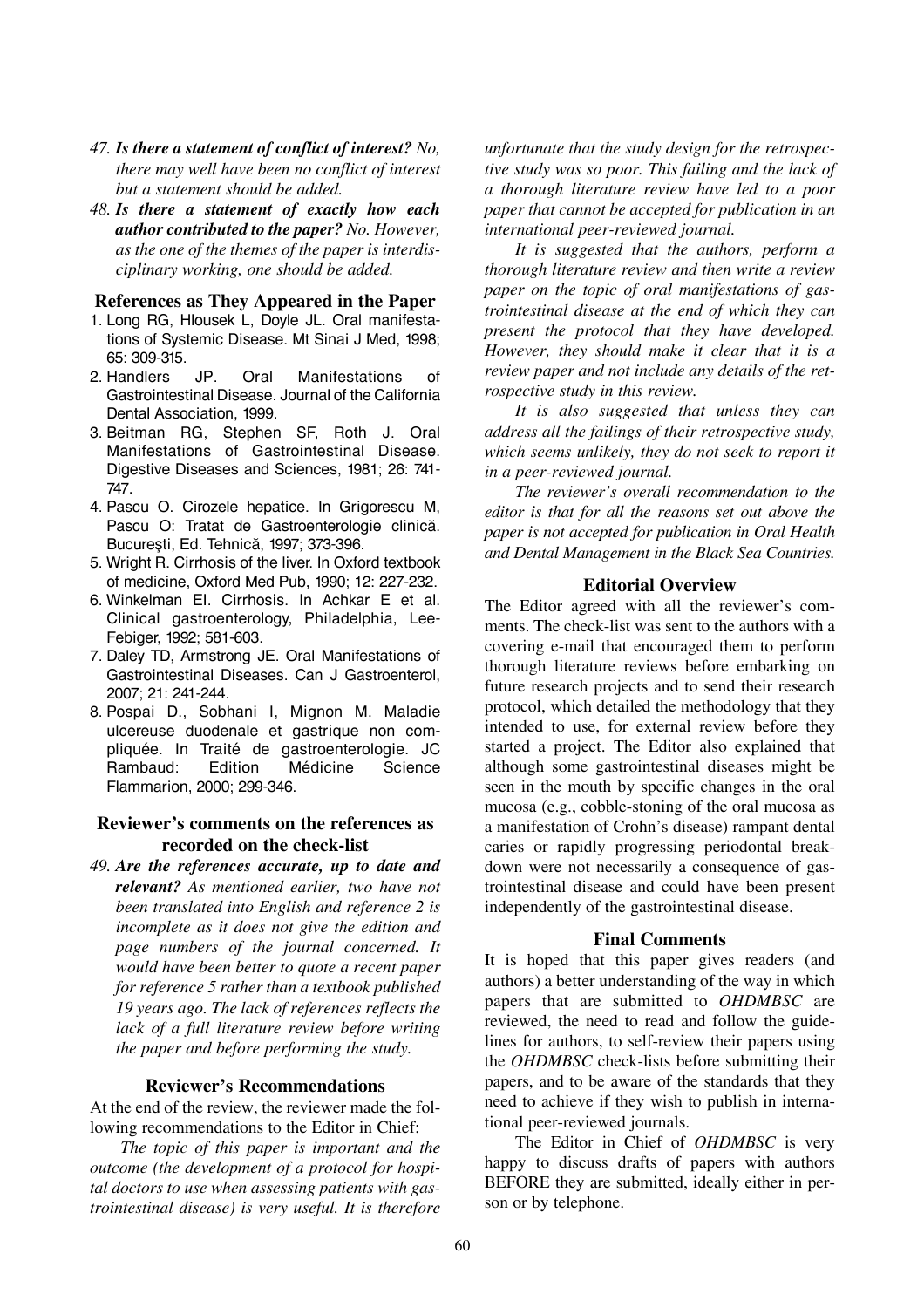47. ***Is there a statement of conflict of interest?*** *No, there may well have been no conflict of interest but a statement should be added.*
48. ***Is there a statement of exactly how each author contributed to the paper?*** *No. However, as the one of the themes of the paper is interdisciplinary working, one should be added.*

### References as They Appeared in the Paper

1. Long RG, Hlousek L, Doyle JL. Oral manifestations of Systemic Disease. Mt Sinai J Med, 1998; 65: 309-315.
2. Handlers JP. Oral Manifestations of Gastrointestinal Disease. Journal of the California Dental Association, 1999.
3. Beitman RG, Stephen SF, Roth J. Oral Manifestations of Gastrointestinal Disease. Digestive Diseases and Sciences, 1981; 26: 741-747.
4. Pascu O. Cirozele hepatice. In Grigorescu M, Pascu O: Tratat de Gastroenterologie clinică. Bucureşti, Ed. Tehnică, 1997; 373-396.
5. Wright R. Cirrhosis of the liver. In Oxford textbook of medicine, Oxford Med Pub, 1990; 12: 227-232.
6. Winkelman EI. Cirrhosis. In Achkar E et al. Clinical gastroenterology, Philadelphia, Lee-Febiger, 1992; 581-603.
7. Daley TD, Armstrong JE. Oral Manifestations of Gastrointestinal Diseases. Can J Gastroenterol, 2007; 21: 241-244.
8. Pospai D., Sobhani I, Mignon M. Maladie ulcereuse duodenale et gastrique non compliquée. In Traité de gastroenterologie. JC Rambaud: Edition Médicine Science Flammarion, 2000; 299-346.

### Reviewer's comments on the references as recorded on the check-list

49. ***Are the references accurate, up to date and relevant?*** *As mentioned earlier, two have not been translated into English and reference 2 is incomplete as it does not give the edition and page numbers of the journal concerned. It would have been better to quote a recent paper for reference 5 rather than a textbook published 19 years ago. The lack of references reflects the lack of a full literature review before writing the paper and before performing the study.*

### Reviewer's Recommendations

At the end of the review, the reviewer made the following recommendations to the Editor in Chief:

*The topic of this paper is important and the outcome (the development of a protocol for hospital doctors to use when assessing patients with gastrointestinal disease) is very useful. It is therefore unfortunate that the study design for the retrospective study was so poor. This failing and the lack of a thorough literature review have led to a poor paper that cannot be accepted for publication in an international peer-reviewed journal.*

*It is suggested that the authors, perform a thorough literature review and then write a review paper on the topic of oral manifestations of gastrointestinal disease at the end of which they can present the protocol that they have developed. However, they should make it clear that it is a review paper and not include any details of the retrospective study in this review.*

*It is also suggested that unless they can address all the failings of their retrospective study, which seems unlikely, they do not seek to report it in a peer-reviewed journal.*

*The reviewer's overall recommendation to the editor is that for all the reasons set out above the paper is not accepted for publication in Oral Health and Dental Management in the Black Sea Countries.*

### Editorial Overview

The Editor agreed with all the reviewer's comments. The check-list was sent to the authors with a covering e-mail that encouraged them to perform thorough literature reviews before embarking on future research projects and to send their research protocol, which detailed the methodology that they intended to use, for external review before they started a project. The Editor also explained that although some gastrointestinal diseases might be seen in the mouth by specific changes in the oral mucosa (e.g., cobble-stoning of the oral mucosa as a manifestation of Crohn's disease) rampant dental caries or rapidly progressing periodontal breakdown were not necessarily a consequence of gastrointestinal disease and could have been present independently of the gastrointestinal disease.

### Final Comments

It is hoped that this paper gives readers (and authors) a better understanding of the way in which papers that are submitted to *OHDMBSC* are reviewed, the need to read and follow the guidelines for authors, to self-review their papers using the *OHDMBSC* check-lists before submitting their papers, and to be aware of the standards that they need to achieve if they wish to publish in international peer-reviewed journals.

The Editor in Chief of *OHDMBSC* is very happy to discuss drafts of papers with authors BEFORE they are submitted, ideally either in person or by telephone.